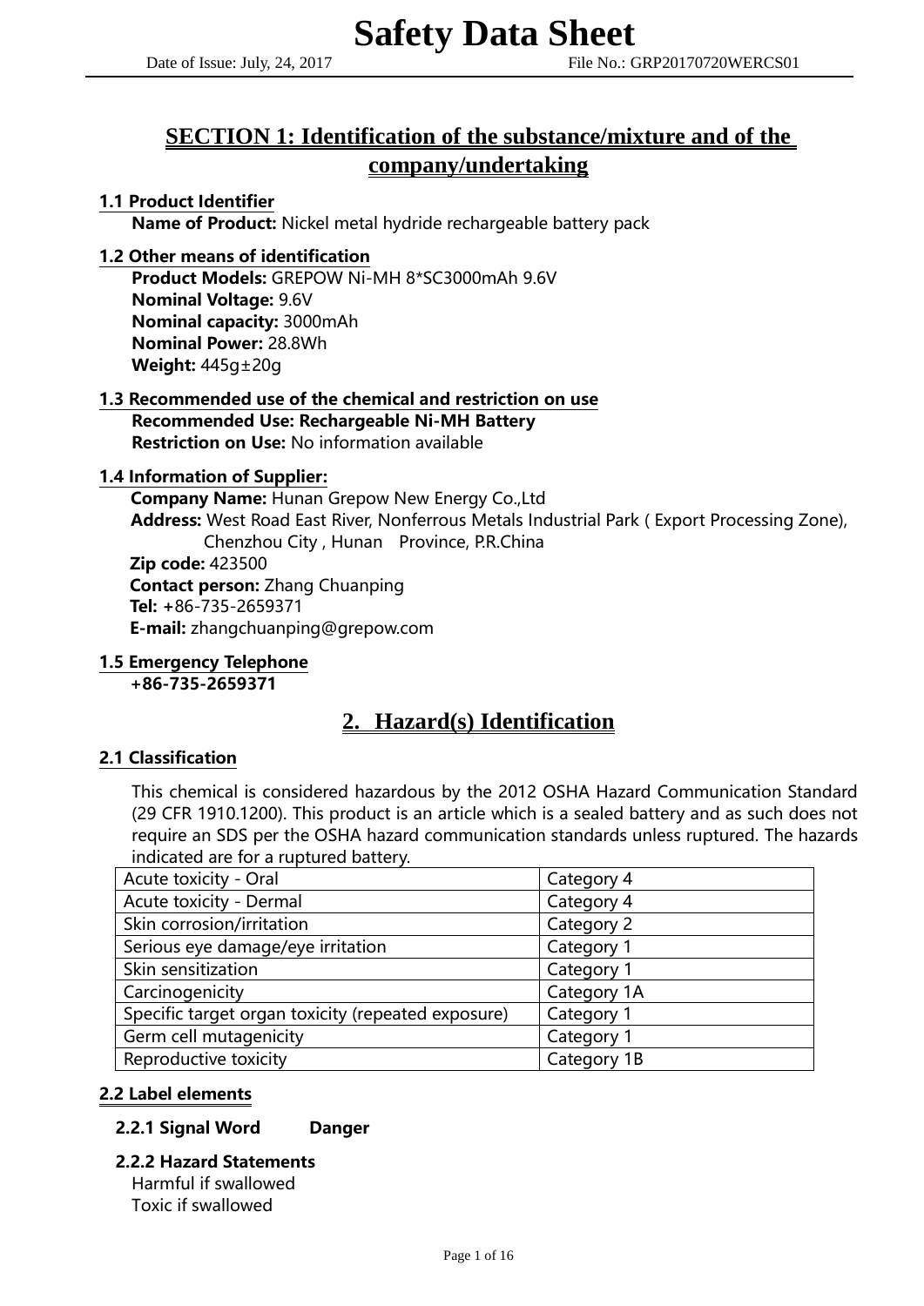# Safety Data Sheet

Date of Issue: July, 24, 2017 File No.: GRP20170720WERCS01

## SECTION 1: Identification of the substance/mixture and of the company/undertaking

### 1.1 Product Identifier

**Name of Product:** Nickel metal hydride rechargeable battery pack

### 1.2 Other means of identification

**Product Models:** GREPOW Ni-MH 8*SC3000mAh 9.6V
**Nominal Voltage:** 9.6V
**Nominal capacity:** 3000mAh
**Nominal Power:** 28.8Wh
**Weight:** 445g±20g

### 1.3 Recommended use of the chemical and restriction on use

**Recommended Use: Rechargeable Ni-MH Battery**
**Restriction on Use:** No information available

### 1.4 Information of Supplier:

**Company Name:** Hunan Grepow New Energy Co.,Ltd
**Address:** West Road East River, Nonferrous Metals Industrial Park ( Export Processing Zone), Chenzhou City , Hunan Province, P.R.China
**Zip code:** 423500
**Contact person:** Zhang Chuanping
**Tel:** +86-735-2659371
**E-mail:** zhangchuanping@grepow.com

### 1.5 Emergency Telephone

**+86-735-2659371**

## 2. Hazard(s) Identification

### 2.1 Classification

This chemical is considered hazardous by the 2012 OSHA Hazard Communication Standard (29 CFR 1910.1200). This product is an article which is a sealed battery and as such does not require an SDS per the OSHA hazard communication standards unless ruptured. The hazards indicated are for a ruptured battery.

| Hazard | Category |
| --- | --- |
| Acute toxicity - Oral | Category 4 |
| Acute toxicity - Dermal | Category 4 |
| Skin corrosion/irritation | Category 2 |
| Serious eye damage/eye irritation | Category 1 |
| Skin sensitization | Category 1 |
| Carcinogenicity | Category 1A |
| Specific target organ toxicity (repeated exposure) | Category 1 |
| Germ cell mutagenicity | Category 1 |
| Reproductive toxicity | Category 1B |

### 2.2 Label elements

#### 2.2.1 Signal Word **Danger**

#### 2.2.2 Hazard Statements

Harmful if swallowed
Toxic if swallowed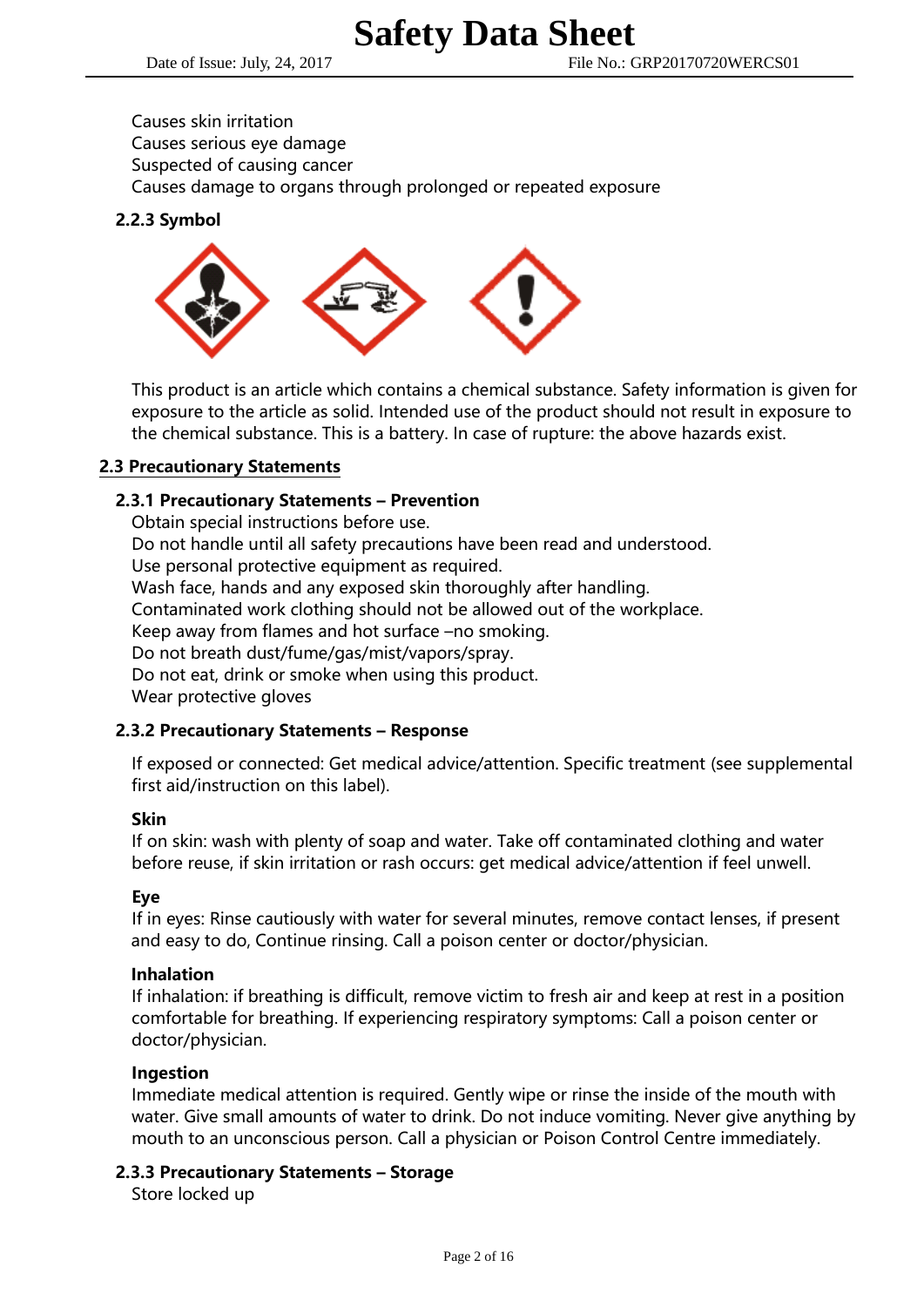Causes skin irritation
Causes serious eye damage
Suspected of causing cancer
Causes damage to organs through prolonged or repeated exposure

### 2.2.3 Symbol

This product is an article which contains a chemical substance. Safety information is given for exposure to the article as solid. Intended use of the product should not result in exposure to the chemical substance. This is a battery. In case of rupture: the above hazards exist.

## 2.3 Precautionary Statements

### 2.3.1 Precautionary Statements – Prevention

Obtain special instructions before use.
Do not handle until all safety precautions have been read and understood.
Use personal protective equipment as required.
Wash face, hands and any exposed skin thoroughly after handling.
Contaminated work clothing should not be allowed out of the workplace.
Keep away from flames and hot surface –no smoking.
Do not breath dust/fume/gas/mist/vapors/spray.
Do not eat, drink or smoke when using this product.
Wear protective gloves

### 2.3.2 Precautionary Statements – Response

If exposed or connected: Get medical advice/attention. Specific treatment (see supplemental first aid/instruction on this label).

**Skin**
If on skin: wash with plenty of soap and water. Take off contaminated clothing and water before reuse, if skin irritation or rash occurs: get medical advice/attention if feel unwell.

**Eye**
If in eyes: Rinse cautiously with water for several minutes, remove contact lenses, if present and easy to do, Continue rinsing. Call a poison center or doctor/physician.

**Inhalation**
If inhalation: if breathing is difficult, remove victim to fresh air and keep at rest in a position comfortable for breathing. If experiencing respiratory symptoms: Call a poison center or doctor/physician.

**Ingestion**
Immediate medical attention is required. Gently wipe or rinse the inside of the mouth with water. Give small amounts of water to drink. Do not induce vomiting. Never give anything by mouth to an unconscious person. Call a physician or Poison Control Centre immediately.

### 2.3.3 Precautionary Statements – Storage

Store locked up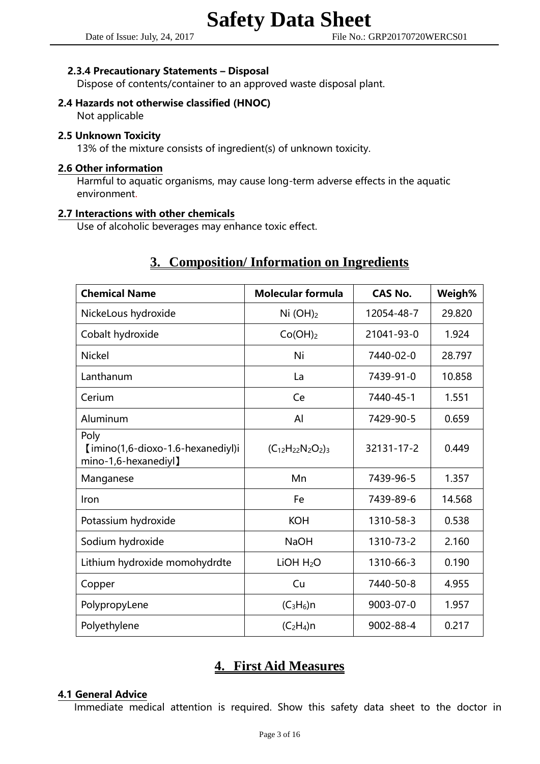### 2.3.4 Precautionary Statements – Disposal

Dispose of contents/container to an approved waste disposal plant.

### 2.4 Hazards not otherwise classified (HNOC)

Not applicable

### 2.5 Unknown Toxicity

13% of the mixture consists of ingredient(s) of unknown toxicity.

### 2.6 Other information

Harmful to aquatic organisms, may cause long-term adverse effects in the aquatic environment.

### 2.7 Interactions with other chemicals

Use of alcoholic beverages may enhance toxic effect.

## 3. Composition/ Information on Ingredients

| Chemical Name | Molecular formula | CAS No. | Weigh% |
|---|---|---|---|
| NickeLous hydroxide | $Ni(OH)_2$ | 12054-48-7 | 29.820 |
| Cobalt hydroxide | $Co(OH)_2$ | 21041-93-0 | 1.924 |
| Nickel | Ni | 7440-02-0 | 28.797 |
| Lanthanum | La | 7439-91-0 | 10.858 |
| Cerium | Ce | 7440-45-1 | 1.551 |
| Aluminum | Al | 7429-90-5 | 0.659 |
| Poly 【imino(1,6-dioxo-1.6-hexanediyl)imino-1,6-hexanediyl】 | $(C_{12}H_{22}N_2O_2)_3$ | 32131-17-2 | 0.449 |
| Manganese | Mn | 7439-96-5 | 1.357 |
| Iron | Fe | 7439-89-6 | 14.568 |
| Potassium hydroxide | KOH | 1310-58-3 | 0.538 |
| Sodium hydroxide | NaOH | 1310-73-2 | 2.160 |
| Lithium hydroxide momohydrdte | $LiOH\ H_2O$ | 1310-66-3 | 0.190 |
| Copper | Cu | 7440-50-8 | 4.955 |
| PolypropyLene | $(C_3H_6)n$ | 9003-07-0 | 1.957 |
| Polyethylene | $(C_2H_4)n$ | 9002-88-4 | 0.217 |

## 4. First Aid Measures

### 4.1 General Advice

Immediate medical attention is required. Show this safety data sheet to the doctor in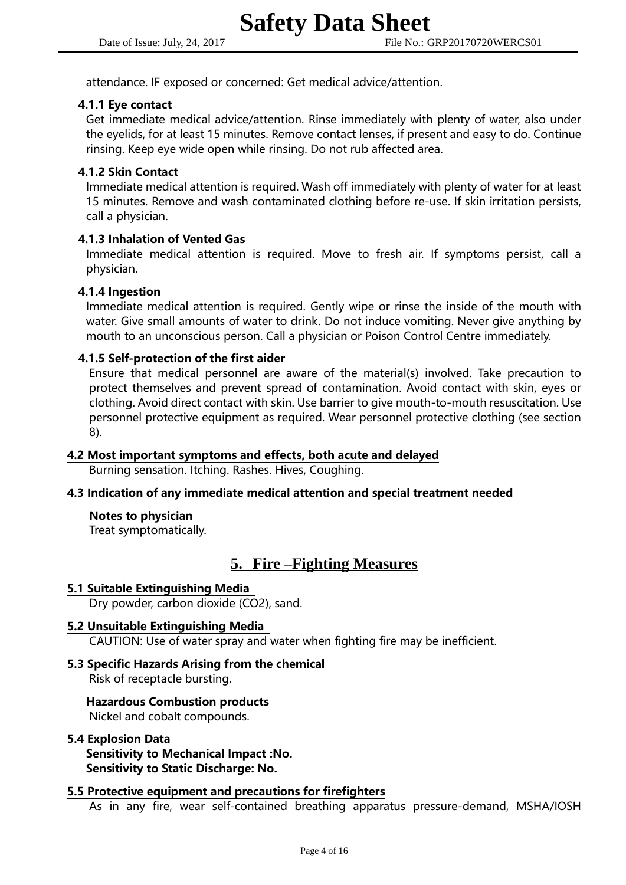attendance. IF exposed or concerned: Get medical advice/attention.

**4.1.1 Eye contact**

Get immediate medical advice/attention. Rinse immediately with plenty of water, also under the eyelids, for at least 15 minutes. Remove contact lenses, if present and easy to do. Continue rinsing. Keep eye wide open while rinsing. Do not rub affected area.

**4.1.2 Skin Contact**

Immediate medical attention is required. Wash off immediately with plenty of water for at least 15 minutes. Remove and wash contaminated clothing before re-use. If skin irritation persists, call a physician.

**4.1.3 Inhalation of Vented Gas**

Immediate medical attention is required. Move to fresh air. If symptoms persist, call a physician.

**4.1.4 Ingestion**

Immediate medical attention is required. Gently wipe or rinse the inside of the mouth with water. Give small amounts of water to drink. Do not induce vomiting. Never give anything by mouth to an unconscious person. Call a physician or Poison Control Centre immediately.

**4.1.5 Self-protection of the first aider**

Ensure that medical personnel are aware of the material(s) involved. Take precaution to protect themselves and prevent spread of contamination. Avoid contact with skin, eyes or clothing. Avoid direct contact with skin. Use barrier to give mouth-to-mouth resuscitation. Use personnel protective equipment as required. Wear personnel protective clothing (see section 8).

### 4.2 Most important symptoms and effects, both acute and delayed

Burning sensation. Itching. Rashes. Hives, Coughing.

### 4.3 Indication of any immediate medical attention and special treatment needed

**Notes to physician**

Treat symptomatically.

## 5. Fire –Fighting Measures

### 5.1 Suitable Extinguishing Media

Dry powder, carbon dioxide ($CO_2$), sand.

### 5.2 Unsuitable Extinguishing Media

CAUTION: Use of water spray and water when fighting fire may be inefficient.

### 5.3 Specific Hazards Arising from the chemical

Risk of receptacle bursting.

**Hazardous Combustion products**

Nickel and cobalt compounds.

### 5.4 Explosion Data

**Sensitivity to Mechanical Impact :No.**
**Sensitivity to Static Discharge: No.**

### 5.5 Protective equipment and precautions for firefighters

As in any fire, wear self-contained breathing apparatus pressure-demand, MSHA/IOSH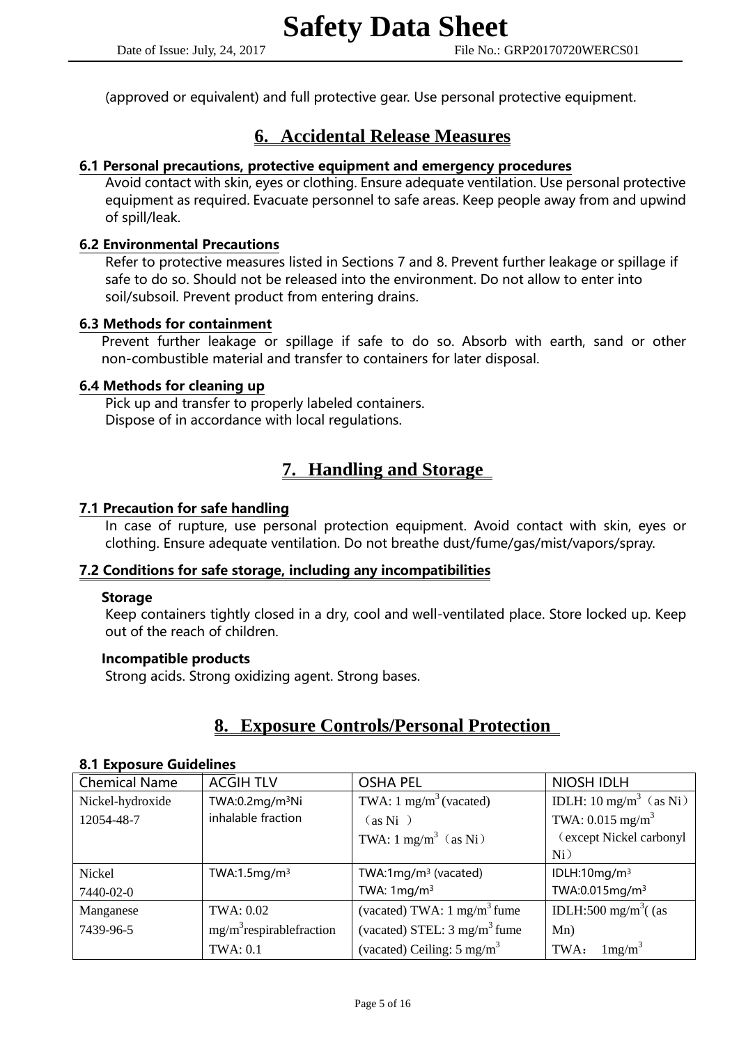(approved or equivalent) and full protective gear. Use personal protective equipment.

## 6. Accidental Release Measures

### 6.1 Personal precautions, protective equipment and emergency procedures

Avoid contact with skin, eyes or clothing. Ensure adequate ventilation. Use personal protective equipment as required. Evacuate personnel to safe areas. Keep people away from and upwind of spill/leak.

### 6.2 Environmental Precautions

Refer to protective measures listed in Sections 7 and 8. Prevent further leakage or spillage if safe to do so. Should not be released into the environment. Do not allow to enter into soil/subsoil. Prevent product from entering drains.

### 6.3 Methods for containment

Prevent further leakage or spillage if safe to do so. Absorb with earth, sand or other non-combustible material and transfer to containers for later disposal.

### 6.4 Methods for cleaning up

Pick up and transfer to properly labeled containers.
Dispose of in accordance with local regulations.

## 7. Handling and Storage

### 7.1 Precaution for safe handling

In case of rupture, use personal protection equipment. Avoid contact with skin, eyes or clothing. Ensure adequate ventilation. Do not breathe dust/fume/gas/mist/vapors/spray.

### 7.2 Conditions for safe storage, including any incompatibilities

**Storage**

Keep containers tightly closed in a dry, cool and well-ventilated place. Store locked up. Keep out of the reach of children.

**Incompatible products**

Strong acids. Strong oxidizing agent. Strong bases.

## 8. Exposure Controls/Personal Protection

### 8.1 Exposure Guidelines

| Chemical Name | ACGIH TLV | OSHA PEL | NIOSH IDLH |
|---|---|---|---|
| Nickel-hydroxide 12054-48-7 | TWA:0.2mg/m³Ni inhalable fraction | TWA: 1 mg/m³ (vacated) （as Ni ） TWA: 1 mg/m³（as Ni） | IDLH: 10 mg/m³（as Ni） TWA: 0.015 mg/m³ （except Nickel carbonyl Ni） |
| Nickel 7440-02-0 | TWA:1.5mg/m³ | TWA:1mg/m³ (vacated) TWA: 1mg/m³ | IDLH:10mg/m³ TWA:0.015mg/m³ |
| Manganese 7439-96-5 | TWA: 0.02 mg/m³respirablefraction TWA: 0.1 | (vacated) TWA: 1 mg/m³ fume (vacated) STEL: 3 mg/m³ fume (vacated) Ceiling: 5 mg/m³ | IDLH:500 mg/m³( (as Mn) TWA： 1mg/m³ |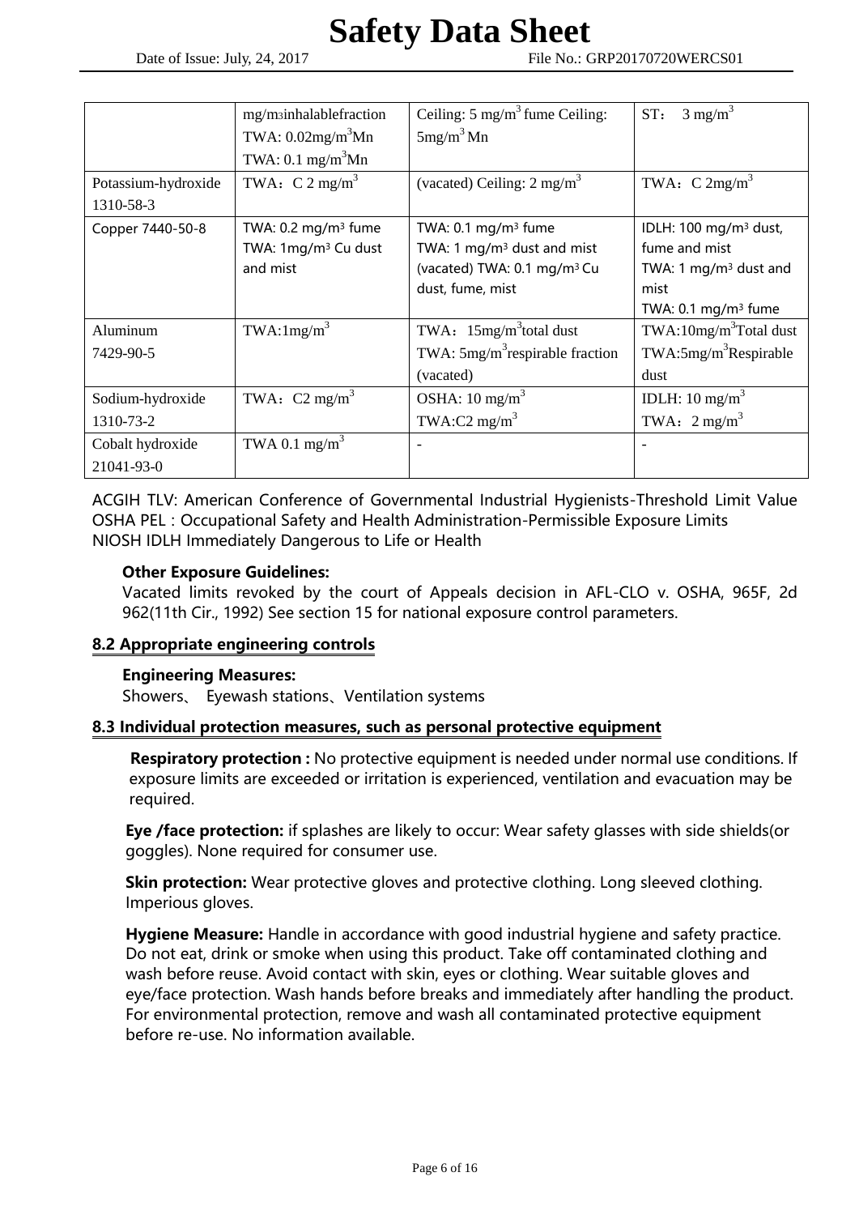|  | mg/m3inhalablefraction<br>TWA: $0.02mg/m^3$Mn<br>TWA: 0.1 $mg/m^3$Mn | Ceiling: 5 $mg/m^3$ fume Ceiling: $5mg/m^3$ Mn | ST： 3 $mg/m^3$ |
|---|---|---|---|
| Potassium-hydroxide<br>1310-58-3 | TWA：C 2 $mg/m^3$ | (vacated) Ceiling: 2 $mg/m^3$ | TWA：C $2mg/m^3$ |
| Copper 7440-50-8 | TWA: 0.2 $mg/m^3$ fume<br>TWA: $1mg/m^3$ Cu dust and mist | TWA: 0.1 $mg/m^3$ fume<br>TWA: 1 $mg/m^3$ dust and mist<br>(vacated) TWA: 0.1 $mg/m^3$ Cu dust, fume, mist | IDLH: 100 $mg/m^3$ dust, fume and mist<br>TWA: 1 $mg/m^3$ dust and mist<br>TWA: 0.1 $mg/m^3$ fume |
| Aluminum<br>7429-90-5 | TWA:$1mg/m^3$ | TWA：$15mg/m^3$total dust<br>TWA: $5mg/m^3$respirable fraction (vacated) | TWA:$10mg/m^3$Total dust<br>TWA:$5mg/m^3$Respirable dust |
| Sodium-hydroxide<br>1310-73-2 | TWA：C2 $mg/m^3$ | OSHA: 10 $mg/m^3$<br>TWA:C2 $mg/m^3$ | IDLH: 10 $mg/m^3$<br>TWA：2 $mg/m^3$ |
| Cobalt hydroxide<br>21041-93-0 | TWA 0.1 $mg/m^3$ | - | - |

ACGIH TLV: American Conference of Governmental Industrial Hygienists-Threshold Limit Value
OSHA PEL : Occupational Safety and Health Administration-Permissible Exposure Limits
NIOSH IDLH Immediately Dangerous to Life or Health

**Other Exposure Guidelines:**

Vacated limits revoked by the court of Appeals decision in AFL-CLO v. OSHA, 965F, 2d 962(11th Cir., 1992) See section 15 for national exposure control parameters.

## 8.2 Appropriate engineering controls

**Engineering Measures:**

Showers、 Eyewash stations、Ventilation systems

## 8.3 Individual protection measures, such as personal protective equipment

**Respiratory protection :** No protective equipment is needed under normal use conditions. If exposure limits are exceeded or irritation is experienced, ventilation and evacuation may be required.

**Eye /face protection:** if splashes are likely to occur: Wear safety glasses with side shields(or goggles). None required for consumer use.

**Skin protection:** Wear protective gloves and protective clothing. Long sleeved clothing. Imperious gloves.

**Hygiene Measure:** Handle in accordance with good industrial hygiene and safety practice. Do not eat, drink or smoke when using this product. Take off contaminated clothing and wash before reuse. Avoid contact with skin, eyes or clothing. Wear suitable gloves and eye/face protection. Wash hands before breaks and immediately after handling the product. For environmental protection, remove and wash all contaminated protective equipment before re-use. No information available.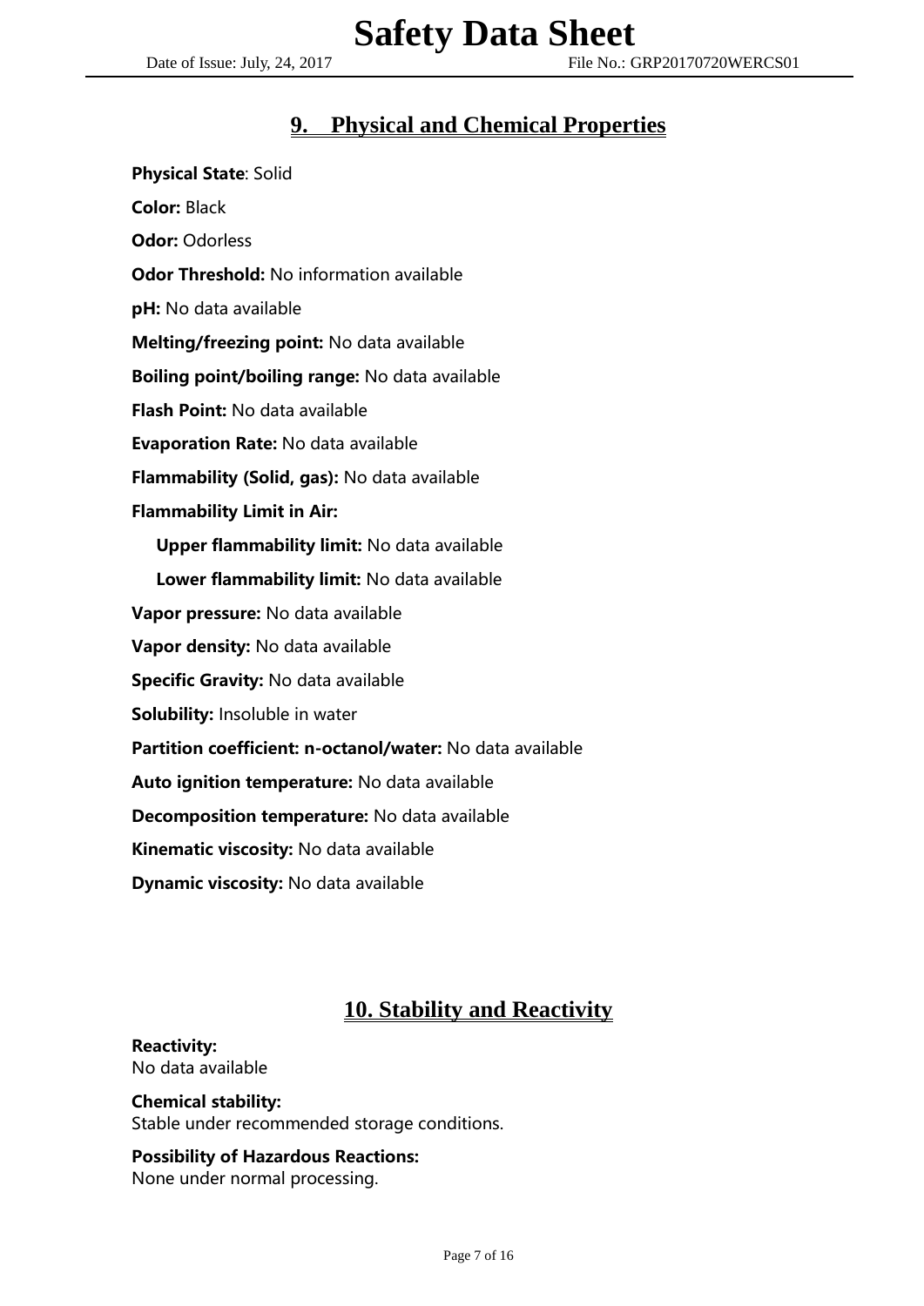## 9. Physical and Chemical Properties

**Physical State**: Solid

**Color:** Black

**Odor:** Odorless

**Odor Threshold:** No information available

**pH:** No data available

**Melting/freezing point:** No data available

**Boiling point/boiling range:** No data available

**Flash Point:** No data available

**Evaporation Rate:** No data available

**Flammability (Solid, gas):** No data available

**Flammability Limit in Air:**

- **Upper flammability limit:** No data available
- **Lower flammability limit:** No data available

**Vapor pressure:** No data available

**Vapor density:** No data available

**Specific Gravity:** No data available

**Solubility:** Insoluble in water

**Partition coefficient: n-octanol/water:** No data available

**Auto ignition temperature:** No data available

**Decomposition temperature:** No data available

**Kinematic viscosity:** No data available

**Dynamic viscosity:** No data available

## 10. Stability and Reactivity

**Reactivity:**
No data available

**Chemical stability:**
Stable under recommended storage conditions.

**Possibility of Hazardous Reactions:**
None under normal processing.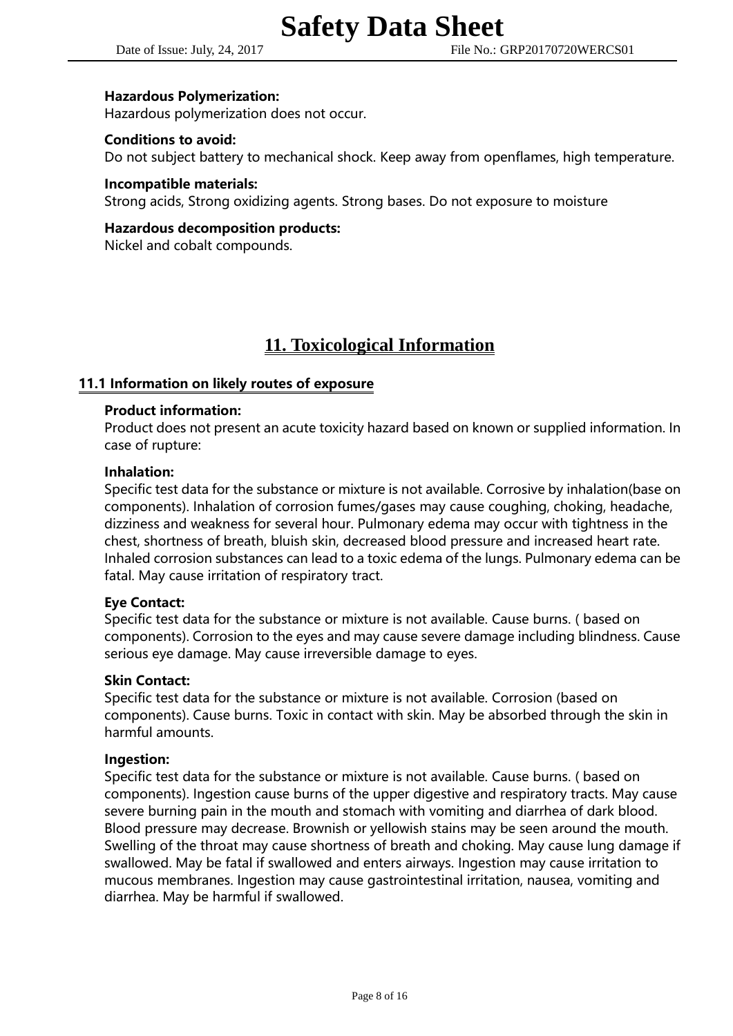**Hazardous Polymerization:**
Hazardous polymerization does not occur.

**Conditions to avoid:**
Do not subject battery to mechanical shock. Keep away from openflames, high temperature.

**Incompatible materials:**
Strong acids, Strong oxidizing agents. Strong bases. Do not exposure to moisture

**Hazardous decomposition products:**
Nickel and cobalt compounds.

# 11. Toxicological Information

## 11.1 Information on likely routes of exposure

**Product information:**
Product does not present an acute toxicity hazard based on known or supplied information. In case of rupture:

**Inhalation:**
Specific test data for the substance or mixture is not available. Corrosive by inhalation(base on components). Inhalation of corrosion fumes/gases may cause coughing, choking, headache, dizziness and weakness for several hour. Pulmonary edema may occur with tightness in the chest, shortness of breath, bluish skin, decreased blood pressure and increased heart rate. Inhaled corrosion substances can lead to a toxic edema of the lungs. Pulmonary edema can be fatal. May cause irritation of respiratory tract.

**Eye Contact:**
Specific test data for the substance or mixture is not available. Cause burns. ( based on components). Corrosion to the eyes and may cause severe damage including blindness. Cause serious eye damage. May cause irreversible damage to eyes.

**Skin Contact:**
Specific test data for the substance or mixture is not available. Corrosion (based on components). Cause burns. Toxic in contact with skin. May be absorbed through the skin in harmful amounts.

**Ingestion:**
Specific test data for the substance or mixture is not available. Cause burns. ( based on components). Ingestion cause burns of the upper digestive and respiratory tracts. May cause severe burning pain in the mouth and stomach with vomiting and diarrhea of dark blood. Blood pressure may decrease. Brownish or yellowish stains may be seen around the mouth. Swelling of the throat may cause shortness of breath and choking. May cause lung damage if swallowed. May be fatal if swallowed and enters airways. Ingestion may cause irritation to mucous membranes. Ingestion may cause gastrointestinal irritation, nausea, vomiting and diarrhea. May be harmful if swallowed.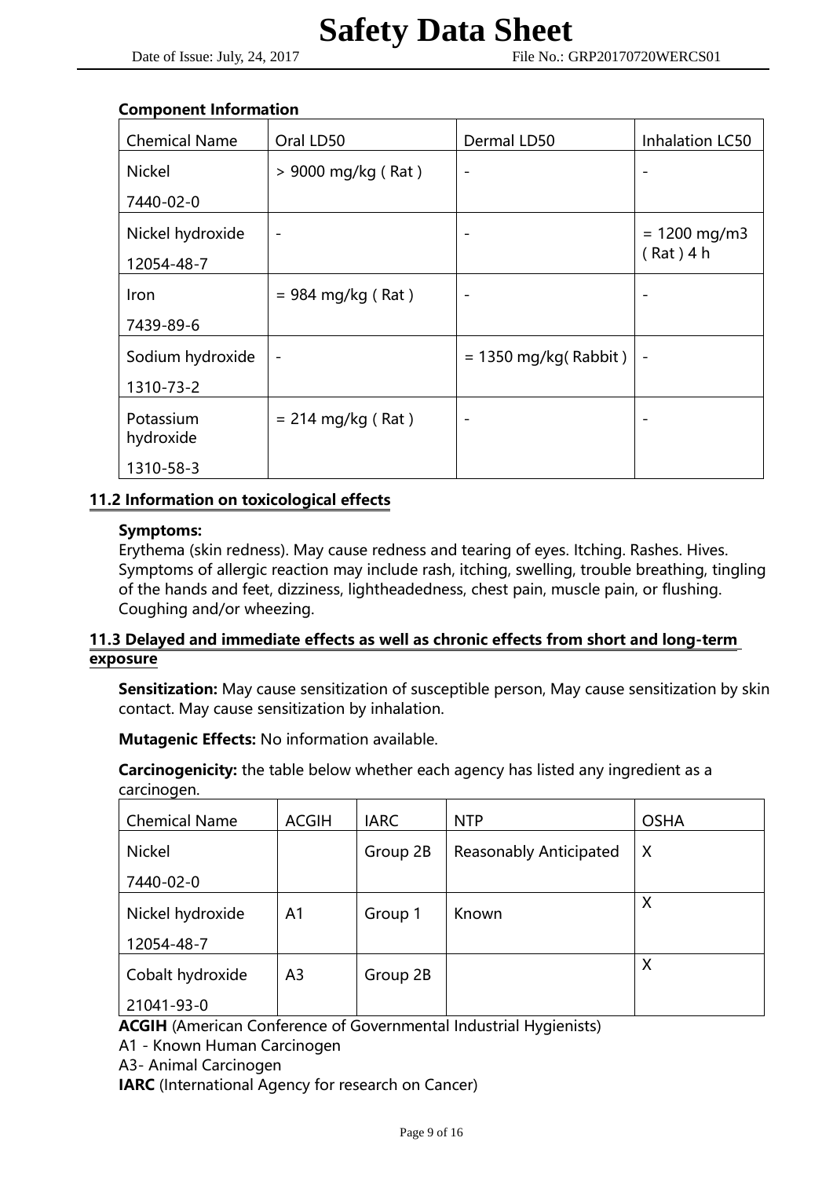**Component Information**

| Chemical Name | Oral LD50 | Dermal LD50 | Inhalation LC50 |
|---|---|---|---|
| Nickel<br>7440-02-0 | > 9000 mg/kg ( Rat ) | - | - |
| Nickel hydroxide<br>12054-48-7 | - | - | = 1200 mg/m3 ( Rat ) 4 h |
| Iron<br>7439-89-6 | = 984 mg/kg ( Rat ) | - | - |
| Sodium hydroxide<br>1310-73-2 | - | = 1350 mg/kg( Rabbit ) | - |
| Potassium hydroxide<br>1310-58-3 | = 214 mg/kg ( Rat ) | - | - |

## 11.2 Information on toxicological effects

**Symptoms:**
Erythema (skin redness). May cause redness and tearing of eyes. Itching. Rashes. Hives. Symptoms of allergic reaction may include rash, itching, swelling, trouble breathing, tingling of the hands and feet, dizziness, lightheadedness, chest pain, muscle pain, or flushing. Coughing and/or wheezing.

## 11.3 Delayed and immediate effects as well as chronic effects from short and long-term exposure

**Sensitization:** May cause sensitization of susceptible person, May cause sensitization by skin contact. May cause sensitization by inhalation.

**Mutagenic Effects:** No information available.

**Carcinogenicity:** the table below whether each agency has listed any ingredient as a carcinogen.

| Chemical Name | ACGIH | IARC | NTP | OSHA |
|---|---|---|---|---|
| Nickel<br>7440-02-0 | | Group 2B | Reasonably Anticipated | X |
| Nickel hydroxide<br>12054-48-7 | A1 | Group 1 | Known | X |
| Cobalt hydroxide<br>21041-93-0 | A3 | Group 2B | | X |

**ACGIH** (American Conference of Governmental Industrial Hygienists)
A1 - Known Human Carcinogen
A3- Animal Carcinogen
**IARC** (International Agency for research on Cancer)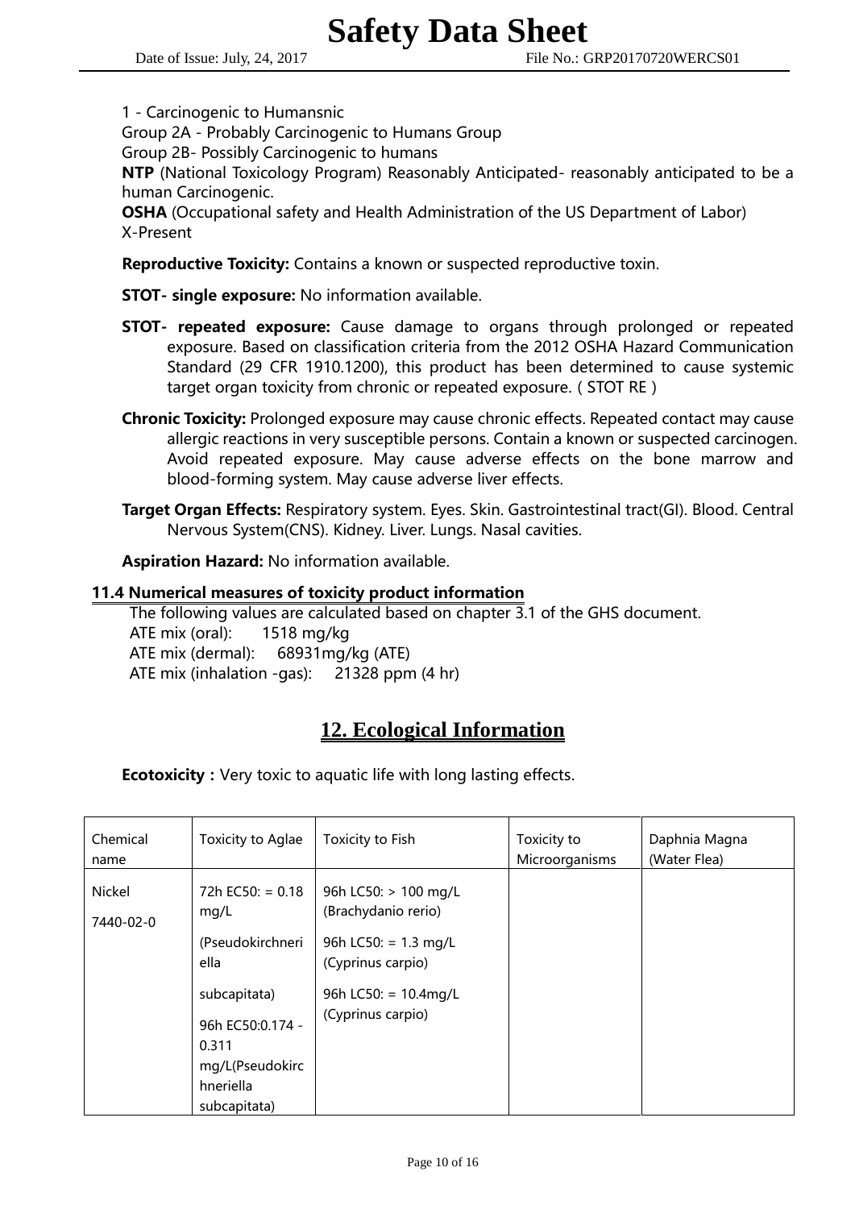1 - Carcinogenic to Humansnic
Group 2A - Probably Carcinogenic to Humans Group
Group 2B- Possibly Carcinogenic to humans
**NTP** (National Toxicology Program) Reasonably Anticipated- reasonably anticipated to be a human Carcinogenic.
**OSHA** (Occupational safety and Health Administration of the US Department of Labor)
X-Present

**Reproductive Toxicity:** Contains a known or suspected reproductive toxin.

**STOT- single exposure:** No information available.

**STOT- repeated exposure:** Cause damage to organs through prolonged or repeated exposure. Based on classification criteria from the 2012 OSHA Hazard Communication Standard (29 CFR 1910.1200), this product has been determined to cause systemic target organ toxicity from chronic or repeated exposure. ( STOT RE )

**Chronic Toxicity:** Prolonged exposure may cause chronic effects. Repeated contact may cause allergic reactions in very susceptible persons. Contain a known or suspected carcinogen. Avoid repeated exposure. May cause adverse effects on the bone marrow and blood-forming system. May cause adverse liver effects.

**Target Organ Effects:** Respiratory system. Eyes. Skin. Gastrointestinal tract(GI). Blood. Central Nervous System(CNS). Kidney. Liver. Lungs. Nasal cavities.

**Aspiration Hazard:** No information available.

### 11.4 Numerical measures of toxicity product information

The following values are calculated based on chapter 3.1 of the GHS document.
ATE mix (oral): 1518 mg/kg
ATE mix (dermal): 68931mg/kg (ATE)
ATE mix (inhalation -gas): 21328 ppm (4 hr)

## 12. Ecological Information

**Ecotoxicity :** Very toxic to aquatic life with long lasting effects.

| Chemical name | Toxicity to Aglae | Toxicity to Fish | Toxicity to Microorganisms | Daphnia Magna (Water Flea) |
|---|---|---|---|---|
| Nickel 7440-02-0 | 72h EC50: = 0.18 mg/L (Pseudokirchneriella subcapitata) 96h EC50:0.174 - 0.311 mg/L(Pseudokirchneriella subcapitata) | 96h LC50: > 100 mg/L (Brachydanio rerio) 96h LC50: = 1.3 mg/L (Cyprinus carpio) 96h LC50: = 10.4mg/L (Cyprinus carpio) | | |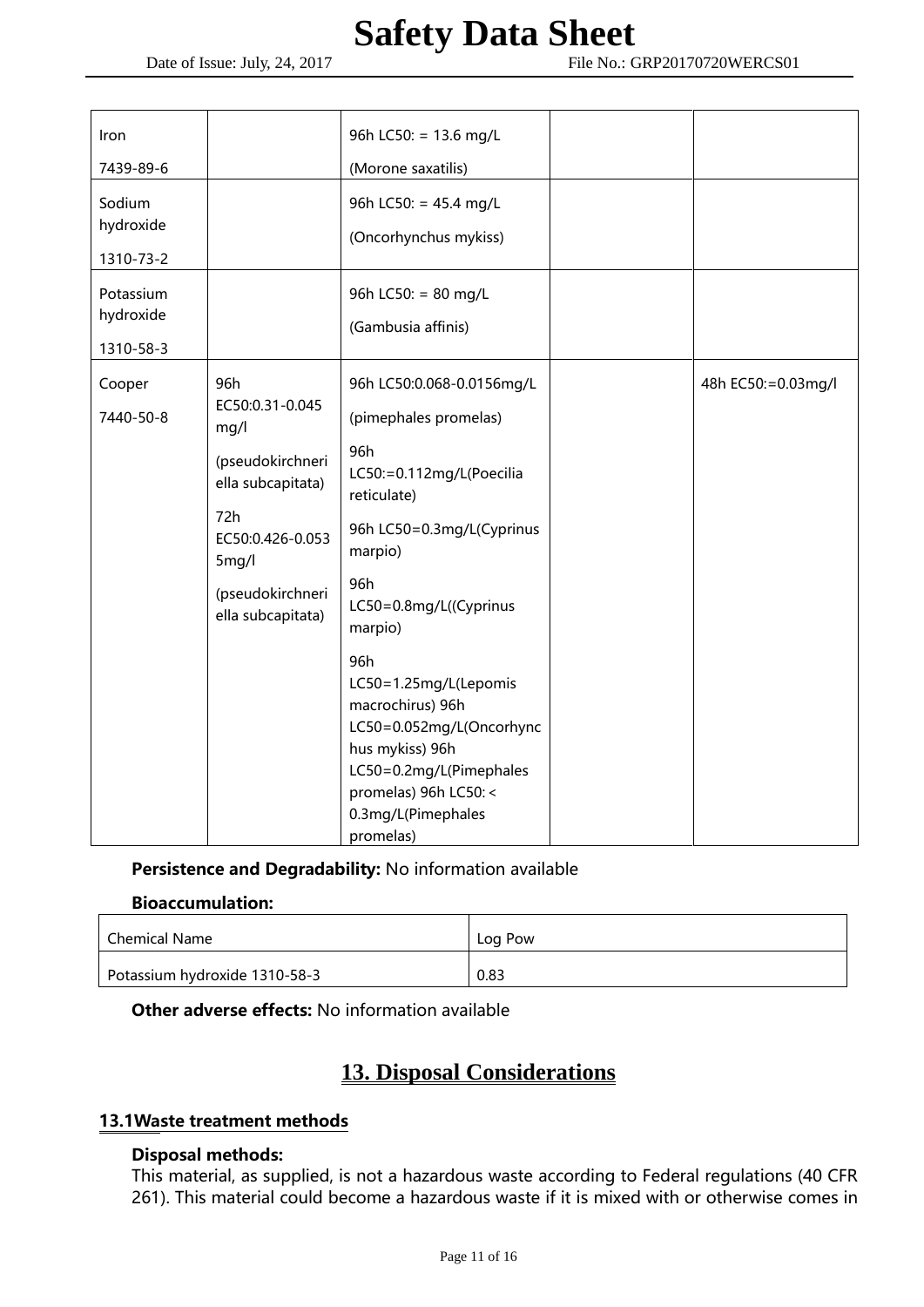| | | | | |
|---|---|---|---|---|
| Iron<br>7439-89-6 | | 96h LC50: = 13.6 mg/L<br>(Morone saxatilis) | | |
| Sodium hydroxide<br>1310-73-2 | | 96h LC50: = 45.4 mg/L<br>(Oncorhynchus mykiss) | | |
| Potassium hydroxide<br>1310-58-3 | | 96h LC50: = 80 mg/L<br>(Gambusia affinis) | | |
| Cooper<br>7440-50-8 | 96h EC50:0.31-0.045 mg/l<br>(pseudokirchneriella subcapitata)<br>72h EC50:0.426-0.0535mg/l<br>(pseudokirchneriella subcapitata) | 96h LC50:0.068-0.0156mg/L<br>(pimephales promelas)<br>96h LC50:=0.112mg/L(Poecilia reticulate)<br>96h LC50=0.3mg/L(Cyprinus marpio)<br>96h LC50=0.8mg/L((Cyprinus marpio)<br>96h LC50=1.25mg/L(Lepomis macrochirus) 96h LC50=0.052mg/L(Oncorhynchus mykiss) 96h LC50=0.2mg/L(Pimephales promelas) 96h LC50: < 0.3mg/L(Pimephales promelas) | | 48h EC50:=0.03mg/l |

**Persistence and Degradability:** No information available

**Bioaccumulation:**

| Chemical Name | Log Pow |
|---|---|
| Potassium hydroxide 1310-58-3 | 0.83 |

**Other adverse effects:** No information available

## 13. Disposal Considerations

### 13.1Waste treatment methods

**Disposal methods:**
This material, as supplied, is not a hazardous waste according to Federal regulations (40 CFR 261). This material could become a hazardous waste if it is mixed with or otherwise comes in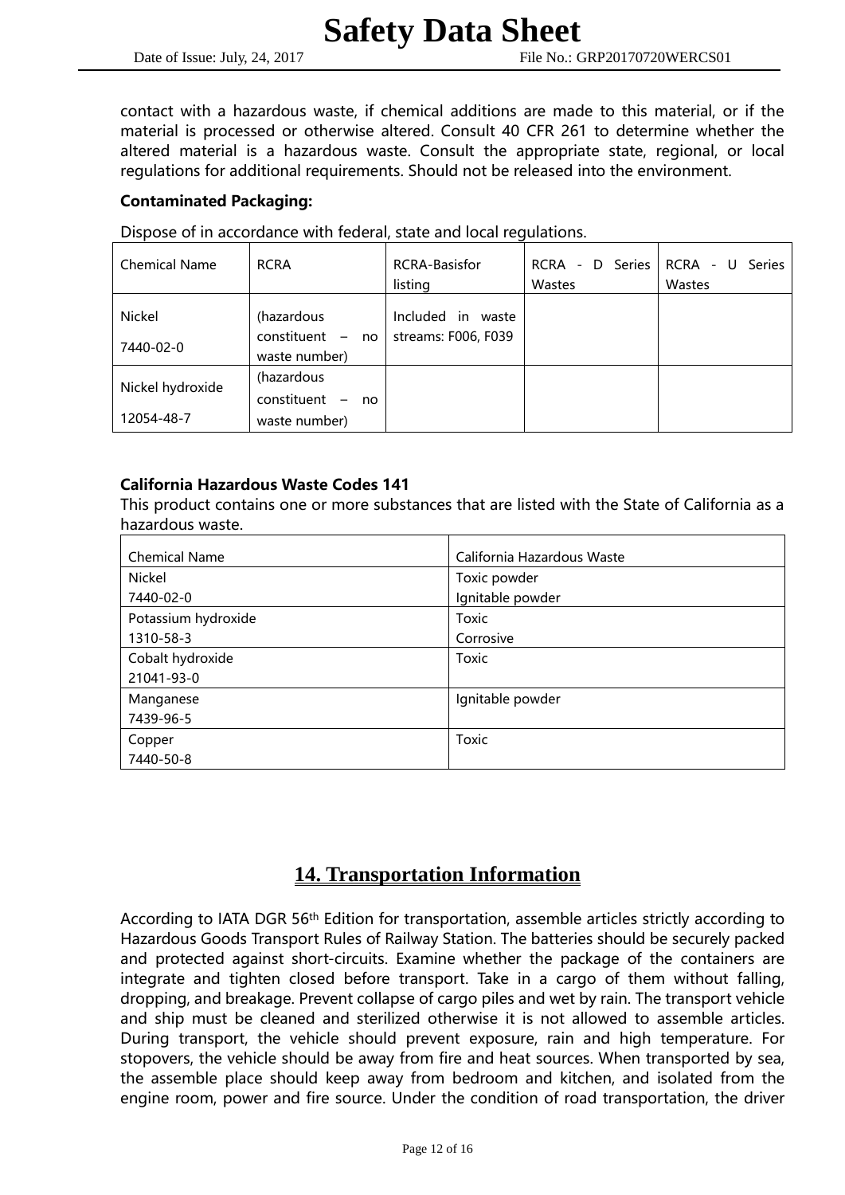contact with a hazardous waste, if chemical additions are made to this material, or if the material is processed or otherwise altered. Consult 40 CFR 261 to determine whether the altered material is a hazardous waste. Consult the appropriate state, regional, or local regulations for additional requirements. Should not be released into the environment.

**Contaminated Packaging:**

Dispose of in accordance with federal, state and local regulations.

| Chemical Name | RCRA | RCRA-Basisfor listing | RCRA - D Series Wastes | RCRA - U Series Wastes |
|---|---|---|---|---|
| Nickel<br>7440-02-0 | (hazardous constituent – no waste number) | Included in waste streams: F006, F039 | | |
| Nickel hydroxide<br>12054-48-7 | (hazardous constituent – no waste number) | | | |

**California Hazardous Waste Codes 141**

This product contains one or more substances that are listed with the State of California as a hazardous waste.

| Chemical Name | California Hazardous Waste |
|---|---|
| Nickel<br>7440-02-0 | Toxic powder<br>Ignitable powder |
| Potassium hydroxide<br>1310-58-3 | Toxic<br>Corrosive |
| Cobalt hydroxide<br>21041-93-0 | Toxic |
| Manganese<br>7439-96-5 | Ignitable powder |
| Copper<br>7440-50-8 | Toxic |

## 14. Transportation Information

According to IATA DGR 56th Edition for transportation, assemble articles strictly according to Hazardous Goods Transport Rules of Railway Station. The batteries should be securely packed and protected against short-circuits. Examine whether the package of the containers are integrate and tighten closed before transport. Take in a cargo of them without falling, dropping, and breakage. Prevent collapse of cargo piles and wet by rain. The transport vehicle and ship must be cleaned and sterilized otherwise it is not allowed to assemble articles. During transport, the vehicle should prevent exposure, rain and high temperature. For stopovers, the vehicle should be away from fire and heat sources. When transported by sea, the assemble place should keep away from bedroom and kitchen, and isolated from the engine room, power and fire source. Under the condition of road transportation, the driver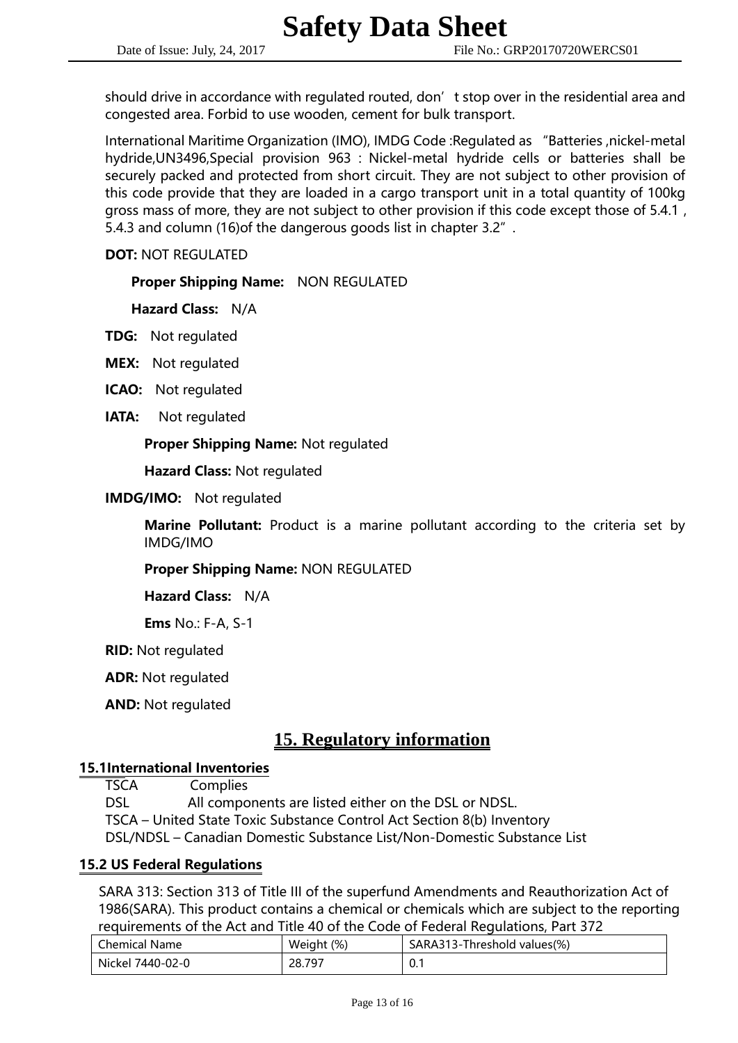should drive in accordance with regulated routed, don't stop over in the residential area and congested area. Forbid to use wooden, cement for bulk transport.

International Maritime Organization (IMO), IMDG Code :Regulated as "Batteries ,nickel-metal hydride,UN3496,Special provision 963 : Nickel-metal hydride cells or batteries shall be securely packed and protected from short circuit. They are not subject to other provision of this code provide that they are loaded in a cargo transport unit in a total quantity of 100kg gross mass of more, they are not subject to other provision if this code except those of 5.4.1 , 5.4.3 and column (16)of the dangerous goods list in chapter 3.2".

**DOT:** NOT REGULATED

**Proper Shipping Name:** NON REGULATED

**Hazard Class:** N/A

**TDG:** Not regulated

**MEX:** Not regulated

**ICAO:** Not regulated

**IATA:** Not regulated

**Proper Shipping Name:** Not regulated

**Hazard Class:** Not regulated

**IMDG/IMO:** Not regulated

**Marine Pollutant:** Product is a marine pollutant according to the criteria set by IMDG/IMO

**Proper Shipping Name:** NON REGULATED

**Hazard Class:** N/A

**Ems** No.: F-A, S-1

**RID:** Not regulated

**ADR:** Not regulated

**AND:** Not regulated

# 15. Regulatory information

## 15.1International Inventories

TSCA Complies

DSL All components are listed either on the DSL or NDSL.

TSCA – United State Toxic Substance Control Act Section 8(b) Inventory

DSL/NDSL – Canadian Domestic Substance List/Non-Domestic Substance List

## 15.2 US Federal Regulations

SARA 313: Section 313 of Title III of the superfund Amendments and Reauthorization Act of 1986(SARA). This product contains a chemical or chemicals which are subject to the reporting requirements of the Act and Title 40 of the Code of Federal Regulations, Part 372

| Chemical Name | Weight (%) | SARA313-Threshold values(%) |
|---|---|---|
| Nickel 7440-02-0 | 28.797 | 0.1 |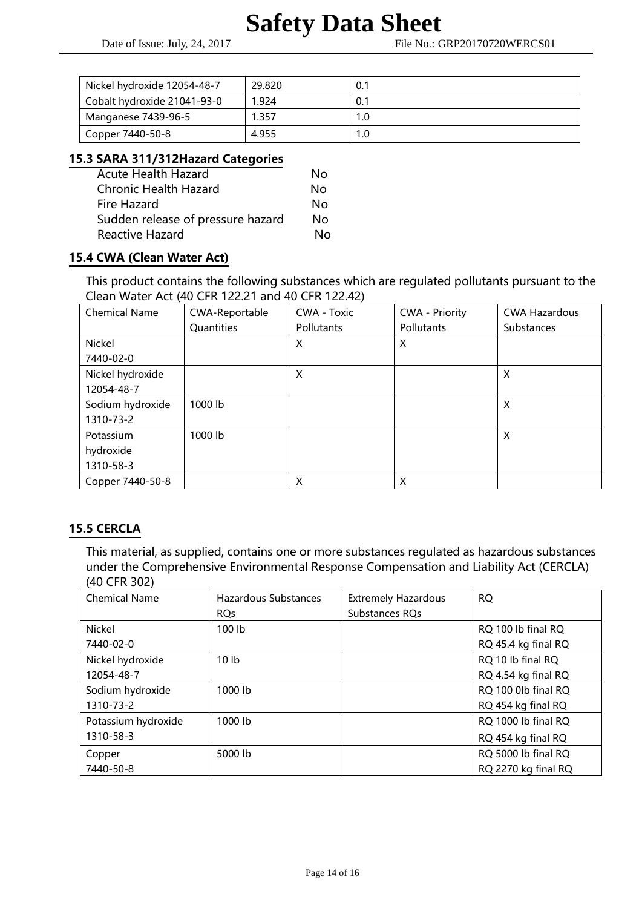| Nickel hydroxide 12054-48-7 | 29.820 | 0.1 |
|---|---|---|
| Cobalt hydroxide 21041-93-0 | 1.924 | 0.1 |
| Manganese 7439-96-5 | 1.357 | 1.0 |
| Copper 7440-50-8 | 4.955 | 1.0 |

## 15.3 SARA 311/312Hazard Categories

| | |
|---|---|
| Acute Health Hazard | No |
| Chronic Health Hazard | No |
| Fire Hazard | No |
| Sudden release of pressure hazard | No |
| Reactive Hazard | No |

## 15.4 CWA (Clean Water Act)

This product contains the following substances which are regulated pollutants pursuant to the Clean Water Act (40 CFR 122.21 and 40 CFR 122.42)

| Chemical Name | CWA-Reportable Quantities | CWA - Toxic Pollutants | CWA - Priority Pollutants | CWA Hazardous Substances |
|---|---|---|---|---|
| Nickel 7440-02-0 | | X | X | |
| Nickel hydroxide 12054-48-7 | | X | | X |
| Sodium hydroxide 1310-73-2 | 1000 lb | | | X |
| Potassium hydroxide 1310-58-3 | 1000 lb | | | X |
| Copper 7440-50-8 | | X | X | |

## 15.5 CERCLA

This material, as supplied, contains one or more substances regulated as hazardous substances under the Comprehensive Environmental Response Compensation and Liability Act (CERCLA) (40 CFR 302)

| Chemical Name | Hazardous Substances RQs | Extremely Hazardous Substances RQs | RQ |
|---|---|---|---|
| Nickel 7440-02-0 | 100 lb | | RQ 100 lb final RQ RQ 45.4 kg final RQ |
| Nickel hydroxide 12054-48-7 | 10 lb | | RQ 10 lb final RQ RQ 4.54 kg final RQ |
| Sodium hydroxide 1310-73-2 | 1000 lb | | RQ 100 0lb final RQ RQ 454 kg final RQ |
| Potassium hydroxide 1310-58-3 | 1000 lb | | RQ 1000 lb final RQ RQ 454 kg final RQ |
| Copper 7440-50-8 | 5000 lb | | RQ 5000 lb final RQ RQ 2270 kg final RQ |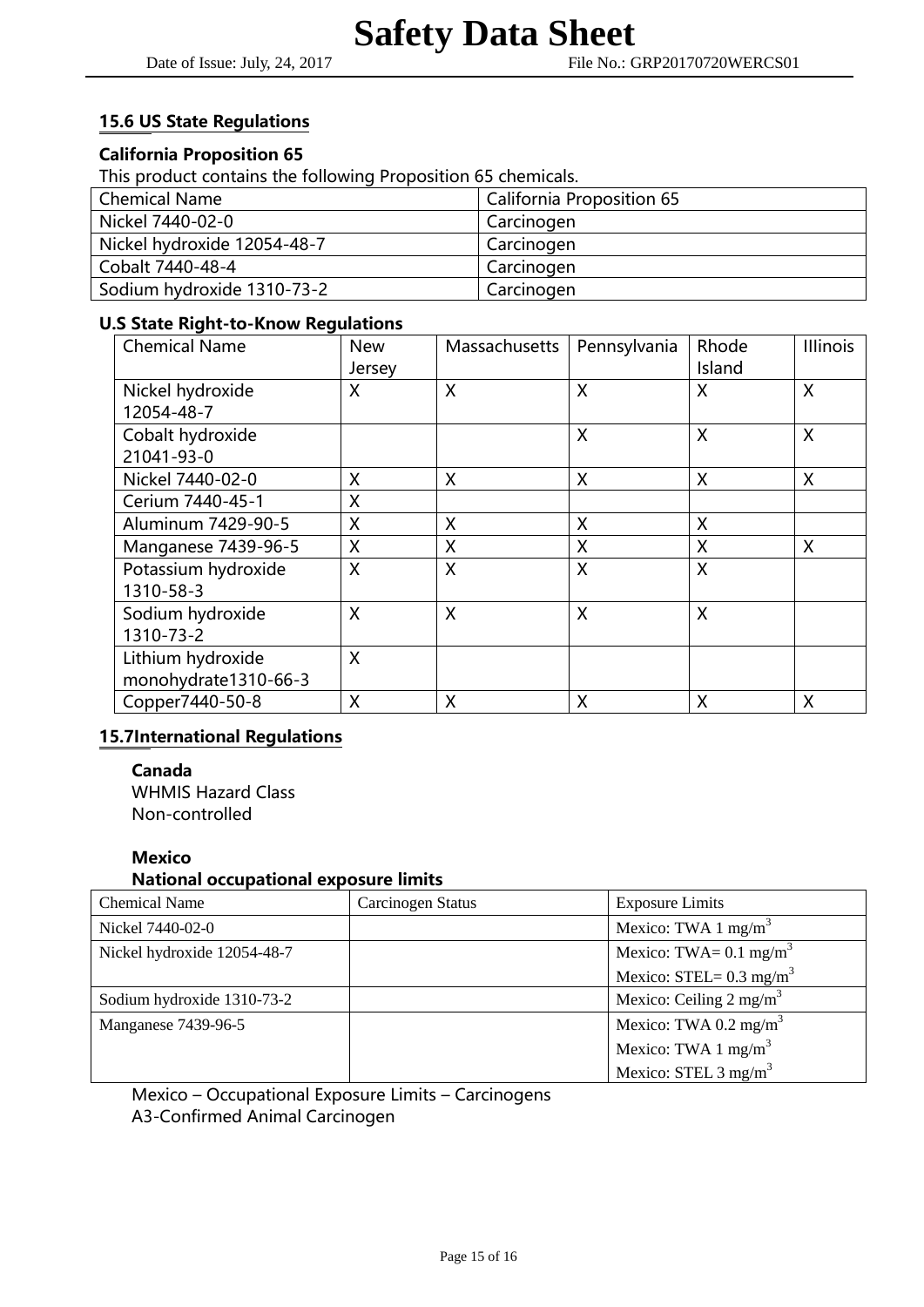## 15.6 US State Regulations

**California Proposition 65**

This product contains the following Proposition 65 chemicals.

| Chemical Name | California Proposition 65 |
| --- | --- |
| Nickel 7440-02-0 | Carcinogen |
| Nickel hydroxide 12054-48-7 | Carcinogen |
| Cobalt 7440-48-4 | Carcinogen |
| Sodium hydroxide 1310-73-2 | Carcinogen |

**U.S State Right-to-Know Regulations**

| Chemical Name | New Jersey | Massachusetts | Pennsylvania | Rhode Island | Illinois |
| --- | --- | --- | --- | --- | --- |
| Nickel hydroxide 12054-48-7 | X | X | X | X | X |
| Cobalt hydroxide 21041-93-0 | | | X | X | X |
| Nickel 7440-02-0 | X | X | X | X | X |
| Cerium 7440-45-1 | X | | | | |
| Aluminum 7429-90-5 | X | X | X | X | |
| Manganese 7439-96-5 | X | X | X | X | X |
| Potassium hydroxide 1310-58-3 | X | X | X | X | |
| Sodium hydroxide 1310-73-2 | X | X | X | X | |
| Lithium hydroxide monohydrate1310-66-3 | X | | | | |
| Copper7440-50-8 | X | X | X | X | X |

## 15.7International Regulations

**Canada**

WHMIS Hazard Class

Non-controlled

**Mexico**

**National occupational exposure limits**

| Chemical Name | Carcinogen Status | Exposure Limits |
| --- | --- | --- |
| Nickel 7440-02-0 | | Mexico: TWA 1 mg/m$^3$ |
| Nickel hydroxide 12054-48-7 | | Mexico: TWA= 0.1 mg/m$^3$<br>Mexico: STEL= 0.3 mg/m$^3$ |
| Sodium hydroxide 1310-73-2 | | Mexico: Ceiling 2 mg/m$^3$ |
| Manganese 7439-96-5 | | Mexico: TWA 0.2 mg/m$^3$<br>Mexico: TWA 1 mg/m$^3$<br>Mexico: STEL 3 mg/m$^3$ |

Mexico – Occupational Exposure Limits – Carcinogens

A3-Confirmed Animal Carcinogen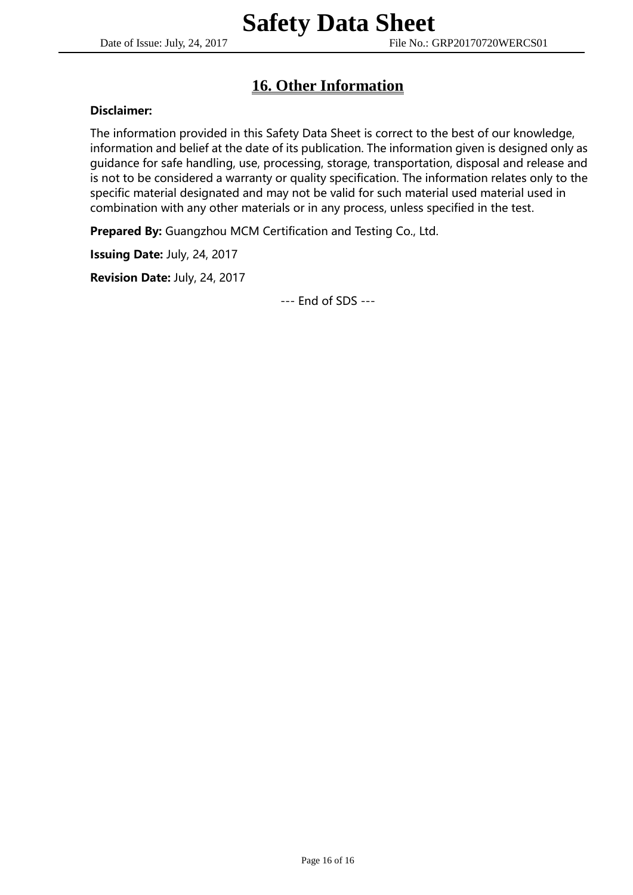## 16. Other Information

**Disclaimer:**

The information provided in this Safety Data Sheet is correct to the best of our knowledge, information and belief at the date of its publication. The information given is designed only as guidance for safe handling, use, processing, storage, transportation, disposal and release and is not to be considered a warranty or quality specification. The information relates only to the specific material designated and may not be valid for such material used material used in combination with any other materials or in any process, unless specified in the test.

**Prepared By:** Guangzhou MCM Certification and Testing Co., Ltd.

**Issuing Date:** July, 24, 2017

**Revision Date:** July, 24, 2017

--- End of SDS ---